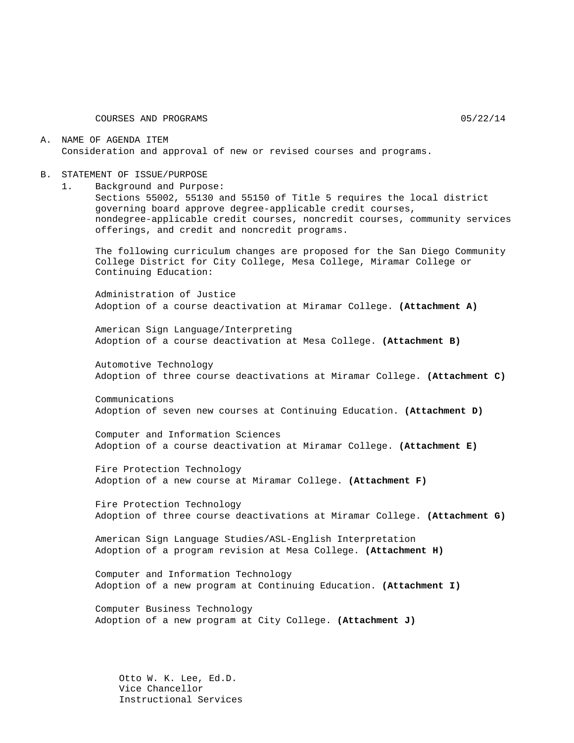COURSES AND PROGRAMS 05/22/14

A. NAME OF AGENDA ITEM
   Consideration and approval of new or revised courses and programs.

B. STATEMENT OF ISSUE/PURPOSE
   1. Background and Purpose:
      Sections 55002, 55130 and 55150 of Title 5 requires the local district governing board approve degree-applicable credit courses, nondegree-applicable credit courses, noncredit courses, community services offerings, and credit and noncredit programs.

      The following curriculum changes are proposed for the San Diego Community College District for City College, Mesa College, Miramar College or Continuing Education:

      Administration of Justice
      Adoption of a course deactivation at Miramar College. **(Attachment A)**

      American Sign Language/Interpreting
      Adoption of a course deactivation at Mesa College. **(Attachment B)**

      Automotive Technology
      Adoption of three course deactivations at Miramar College. **(Attachment C)**

      Communications
      Adoption of seven new courses at Continuing Education. **(Attachment D)**

      Computer and Information Sciences
      Adoption of a course deactivation at Miramar College. **(Attachment E)**

      Fire Protection Technology
      Adoption of a new course at Miramar College. **(Attachment F)**

      Fire Protection Technology
      Adoption of three course deactivations at Miramar College. **(Attachment G)**

      American Sign Language Studies/ASL-English Interpretation
      Adoption of a program revision at Mesa College. **(Attachment H)**

      Computer and Information Technology
      Adoption of a new program at Continuing Education. **(Attachment I)**

      Computer Business Technology
      Adoption of a new program at City College. **(Attachment J)**

Otto W. K. Lee, Ed.D.
Vice Chancellor
Instructional Services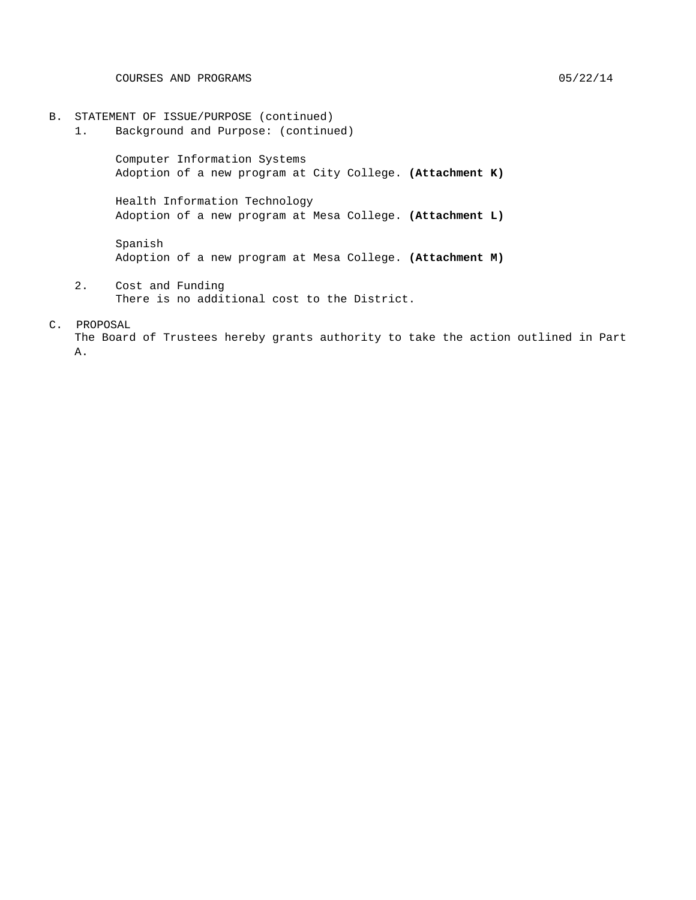B. STATEMENT OF ISSUE/PURPOSE (continued)

1. Background and Purpose: (continued)

   Computer Information Systems
   Adoption of a new program at City College. **(Attachment K)**

   Health Information Technology
   Adoption of a new program at Mesa College. **(Attachment L)**

   Spanish
   Adoption of a new program at Mesa College. **(Attachment M)**

2. Cost and Funding
   There is no additional cost to the District.

C. PROPOSAL

The Board of Trustees hereby grants authority to take the action outlined in Part A.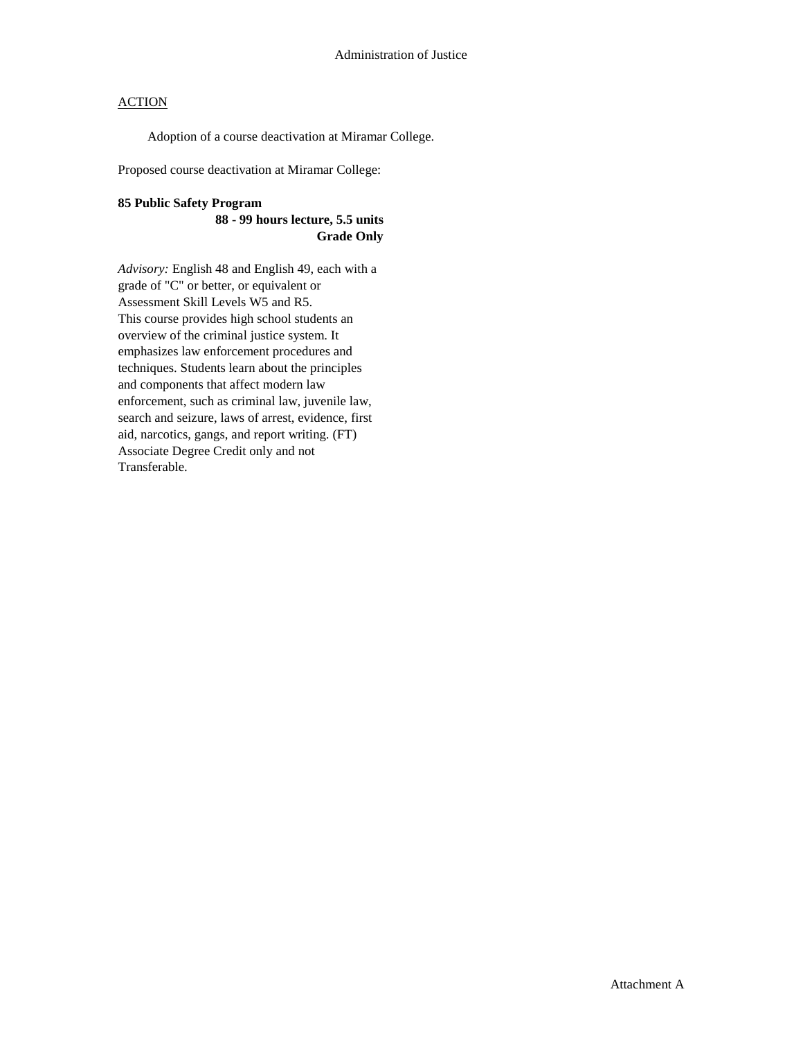# Administration of Justice

ACTION

Adoption of a course deactivation at Miramar College.

Proposed course deactivation at Miramar College:

**85 Public Safety Program**
**88 - 99 hours lecture, 5.5 units**
**Grade Only**

*Advisory:* English 48 and English 49, each with a grade of "C" or better, or equivalent or Assessment Skill Levels W5 and R5.
This course provides high school students an overview of the criminal justice system. It emphasizes law enforcement procedures and techniques. Students learn about the principles and components that affect modern law enforcement, such as criminal law, juvenile law, search and seizure, laws of arrest, evidence, first aid, narcotics, gangs, and report writing. (FT) Associate Degree Credit only and not Transferable.

Attachment A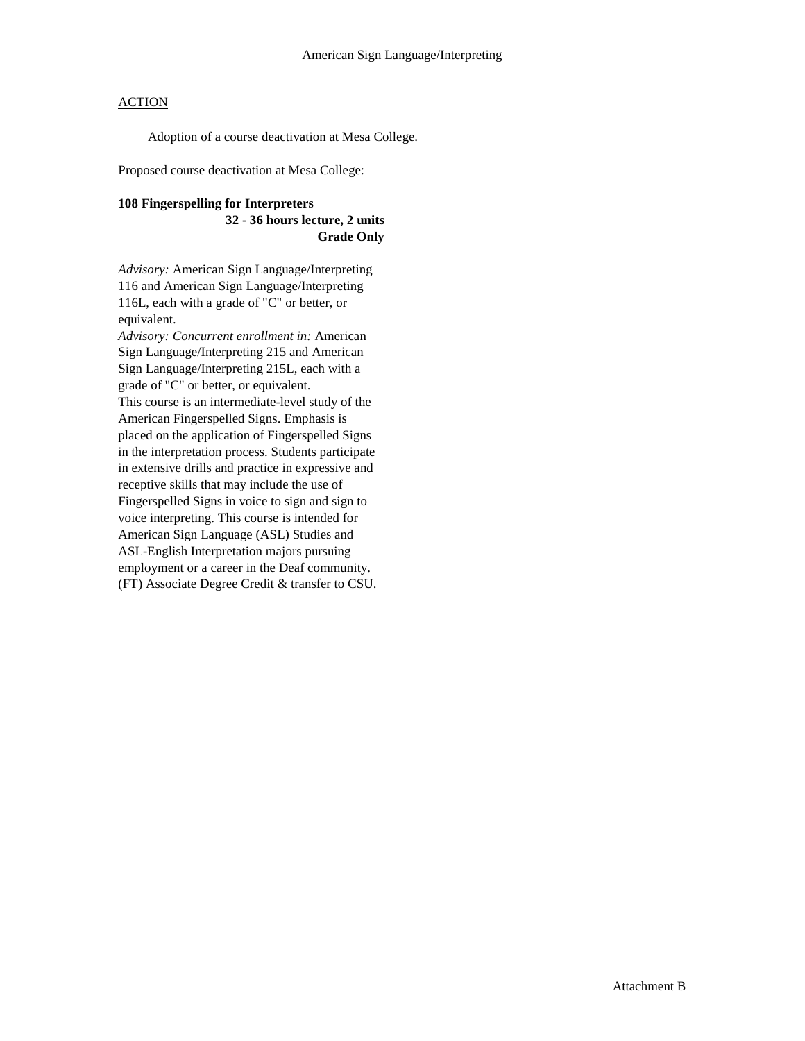American Sign Language/Interpreting

ACTION

Adoption of a course deactivation at Mesa College.

Proposed course deactivation at Mesa College:

**108 Fingerspelling for Interpreters**
**32 - 36 hours lecture, 2 units**
**Grade Only**

*Advisory:* American Sign Language/Interpreting 116 and American Sign Language/Interpreting 116L, each with a grade of "C" or better, or equivalent.
*Advisory: Concurrent enrollment in:* American Sign Language/Interpreting 215 and American Sign Language/Interpreting 215L, each with a grade of "C" or better, or equivalent.
This course is an intermediate-level study of the American Fingerspelled Signs. Emphasis is placed on the application of Fingerspelled Signs in the interpretation process. Students participate in extensive drills and practice in expressive and receptive skills that may include the use of Fingerspelled Signs in voice to sign and sign to voice interpreting. This course is intended for American Sign Language (ASL) Studies and ASL-English Interpretation majors pursuing employment or a career in the Deaf community. (FT) Associate Degree Credit & transfer to CSU.

Attachment B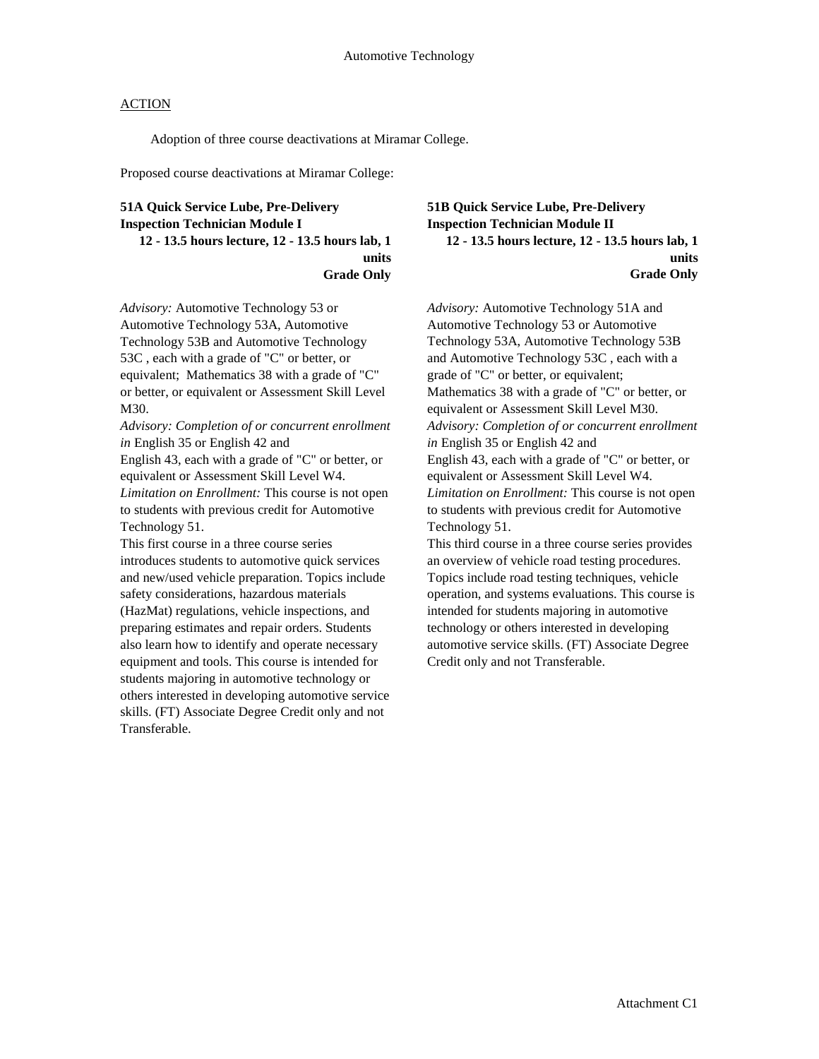Automotive Technology

ACTION

Adoption of three course deactivations at Miramar College.

Proposed course deactivations at Miramar College:

**51A Quick Service Lube, Pre-Delivery Inspection Technician Module I**
**12 - 13.5 hours lecture, 12 - 13.5 hours lab, 1 units**
**Grade Only**

*Advisory:* Automotive Technology 53 or Automotive Technology 53A, Automotive Technology 53B and Automotive Technology 53C , each with a grade of "C" or better, or equivalent; Mathematics 38 with a grade of "C" or better, or equivalent or Assessment Skill Level M30.
*Advisory: Completion of or concurrent enrollment in* English 35 or English 42 and English 43, each with a grade of "C" or better, or equivalent or Assessment Skill Level W4.
*Limitation on Enrollment:* This course is not open to students with previous credit for Automotive Technology 51.
This first course in a three course series introduces students to automotive quick services and new/used vehicle preparation. Topics include safety considerations, hazardous materials (HazMat) regulations, vehicle inspections, and preparing estimates and repair orders. Students also learn how to identify and operate necessary equipment and tools. This course is intended for students majoring in automotive technology or others interested in developing automotive service skills. (FT) Associate Degree Credit only and not Transferable.

**51B Quick Service Lube, Pre-Delivery Inspection Technician Module II**
**12 - 13.5 hours lecture, 12 - 13.5 hours lab, 1 units**
**Grade Only**

*Advisory:* Automotive Technology 51A and Automotive Technology 53 or Automotive Technology 53A, Automotive Technology 53B and Automotive Technology 53C , each with a grade of "C" or better, or equivalent; Mathematics 38 with a grade of "C" or better, or equivalent or Assessment Skill Level M30.
*Advisory: Completion of or concurrent enrollment in* English 35 or English 42 and English 43, each with a grade of "C" or better, or equivalent or Assessment Skill Level W4.
*Limitation on Enrollment:* This course is not open to students with previous credit for Automotive Technology 51.
This third course in a three course series provides an overview of vehicle road testing procedures. Topics include road testing techniques, vehicle operation, and systems evaluations. This course is intended for students majoring in automotive technology or others interested in developing automotive service skills. (FT) Associate Degree Credit only and not Transferable.

Attachment C1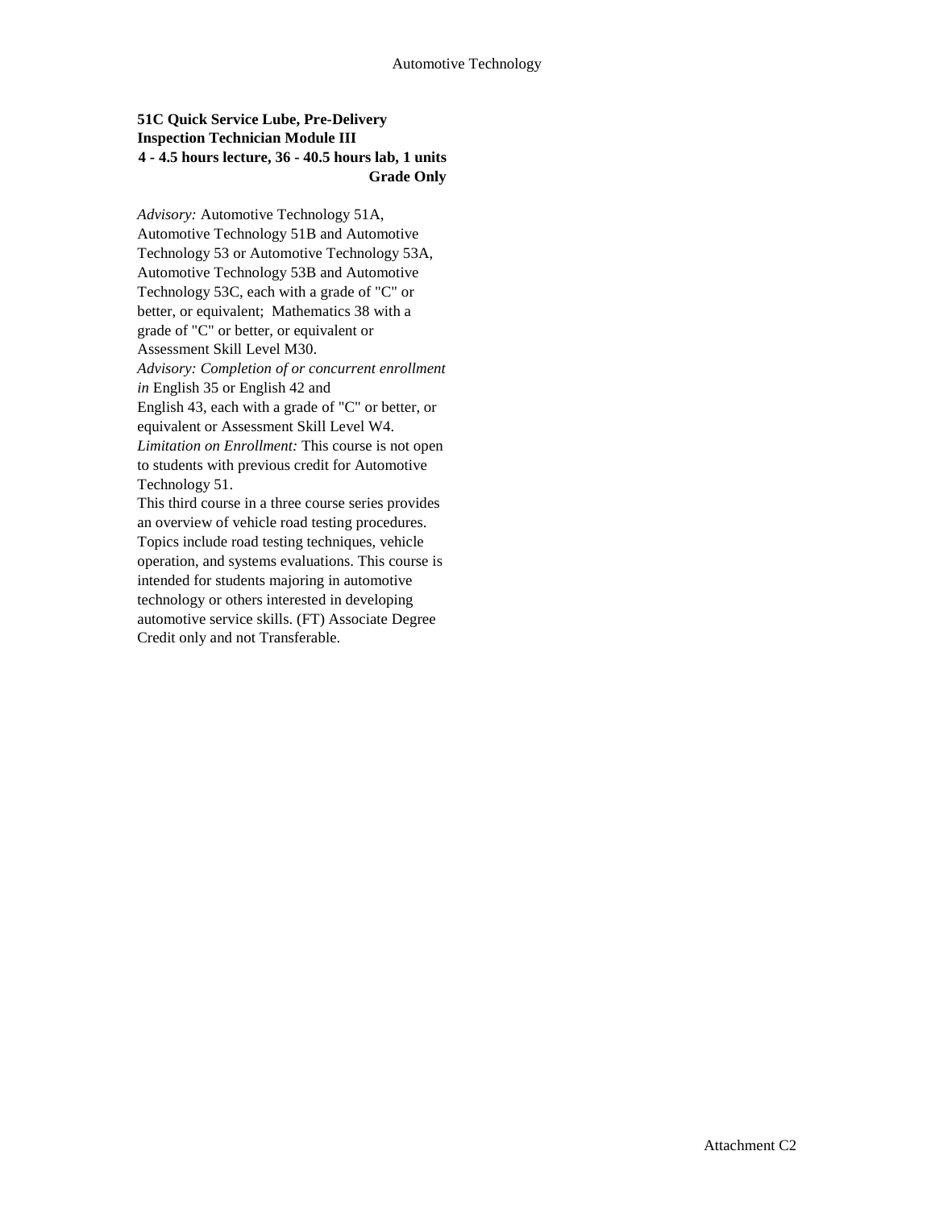**51C Quick Service Lube, Pre-Delivery Inspection Technician Module III**
**4 - 4.5 hours lecture, 36 - 40.5 hours lab, 1 units**
**Grade Only**

*Advisory:* Automotive Technology 51A, Automotive Technology 51B and Automotive Technology 53 or Automotive Technology 53A, Automotive Technology 53B and Automotive Technology 53C, each with a grade of "C" or better, or equivalent; Mathematics 38 with a grade of "C" or better, or equivalent or Assessment Skill Level M30.
*Advisory: Completion of or concurrent enrollment in* English 35 or English 42 and English 43, each with a grade of "C" or better, or equivalent or Assessment Skill Level W4.
*Limitation on Enrollment:* This course is not open to students with previous credit for Automotive Technology 51.
This third course in a three course series provides an overview of vehicle road testing procedures. Topics include road testing techniques, vehicle operation, and systems evaluations. This course is intended for students majoring in automotive technology or others interested in developing automotive service skills. (FT) Associate Degree Credit only and not Transferable.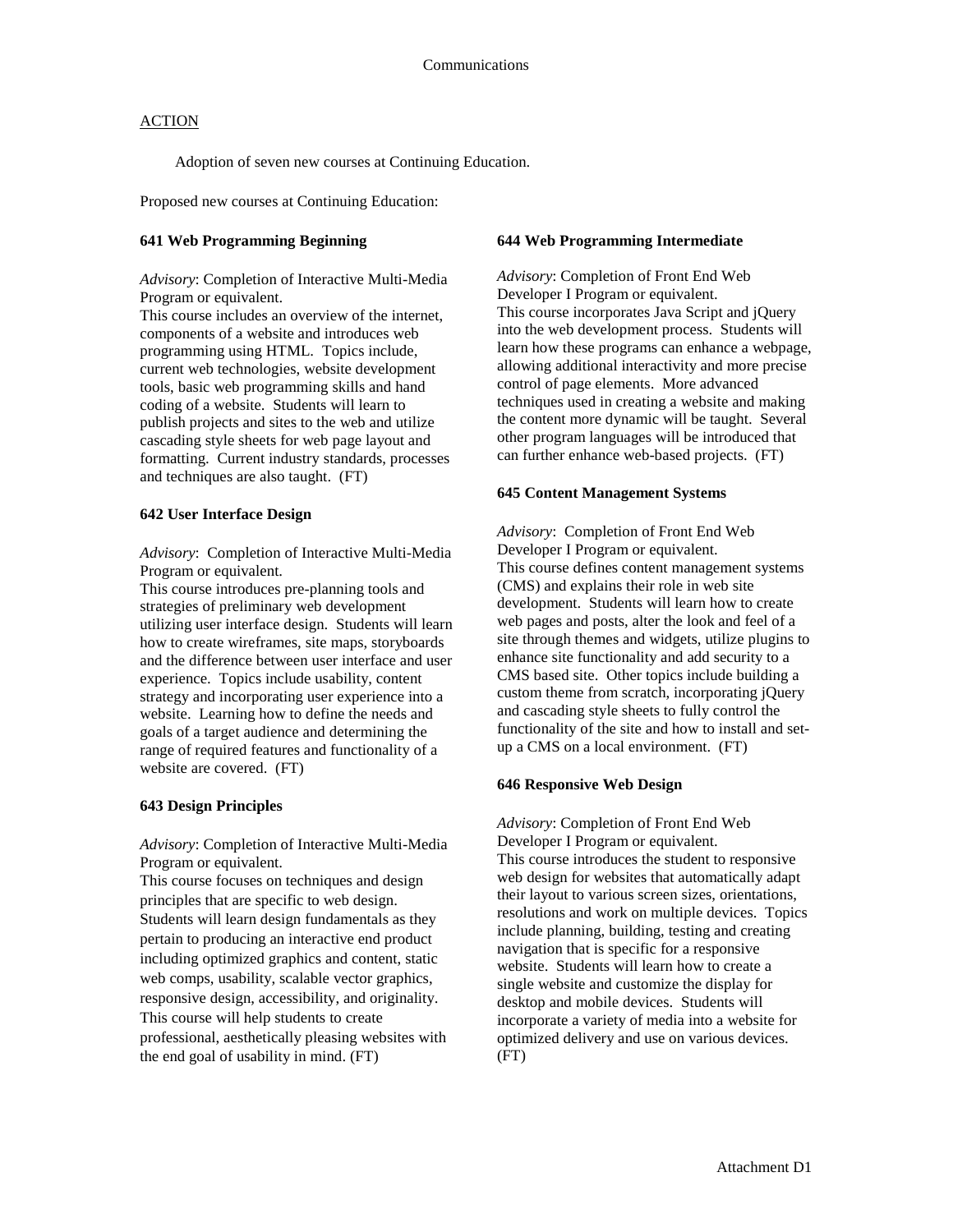# Communications

## ACTION

Adoption of seven new courses at Continuing Education.

Proposed new courses at Continuing Education:

### 641 Web Programming Beginning

*Advisory*: Completion of Interactive Multi-Media Program or equivalent.
This course includes an overview of the internet, components of a website and introduces web programming using HTML. Topics include, current web technologies, website development tools, basic web programming skills and hand coding of a website. Students will learn to publish projects and sites to the web and utilize cascading style sheets for web page layout and formatting. Current industry standards, processes and techniques are also taught. (FT)

### 642 User Interface Design

*Advisory*: Completion of Interactive Multi-Media Program or equivalent.
This course introduces pre-planning tools and strategies of preliminary web development utilizing user interface design. Students will learn how to create wireframes, site maps, storyboards and the difference between user interface and user experience. Topics include usability, content strategy and incorporating user experience into a website. Learning how to define the needs and goals of a target audience and determining the range of required features and functionality of a website are covered. (FT)

### 643 Design Principles

*Advisory*: Completion of Interactive Multi-Media Program or equivalent.
This course focuses on techniques and design principles that are specific to web design. Students will learn design fundamentals as they pertain to producing an interactive end product including optimized graphics and content, static web comps, usability, scalable vector graphics, responsive design, accessibility, and originality. This course will help students to create professional, aesthetically pleasing websites with the end goal of usability in mind. (FT)

### 644 Web Programming Intermediate

*Advisory*: Completion of Front End Web Developer I Program or equivalent.
This course incorporates Java Script and jQuery into the web development process. Students will learn how these programs can enhance a webpage, allowing additional interactivity and more precise control of page elements. More advanced techniques used in creating a website and making the content more dynamic will be taught. Several other program languages will be introduced that can further enhance web-based projects. (FT)

### 645 Content Management Systems

*Advisory*: Completion of Front End Web Developer I Program or equivalent.
This course defines content management systems (CMS) and explains their role in web site development. Students will learn how to create web pages and posts, alter the look and feel of a site through themes and widgets, utilize plugins to enhance site functionality and add security to a CMS based site. Other topics include building a custom theme from scratch, incorporating jQuery and cascading style sheets to fully control the functionality of the site and how to install and set-up a CMS on a local environment. (FT)

### 646 Responsive Web Design

*Advisory*: Completion of Front End Web Developer I Program or equivalent.
This course introduces the student to responsive web design for websites that automatically adapt their layout to various screen sizes, orientations, resolutions and work on multiple devices. Topics include planning, building, testing and creating navigation that is specific for a responsive website. Students will learn how to create a single website and customize the display for desktop and mobile devices. Students will incorporate a variety of media into a website for optimized delivery and use on various devices. (FT)

Attachment D1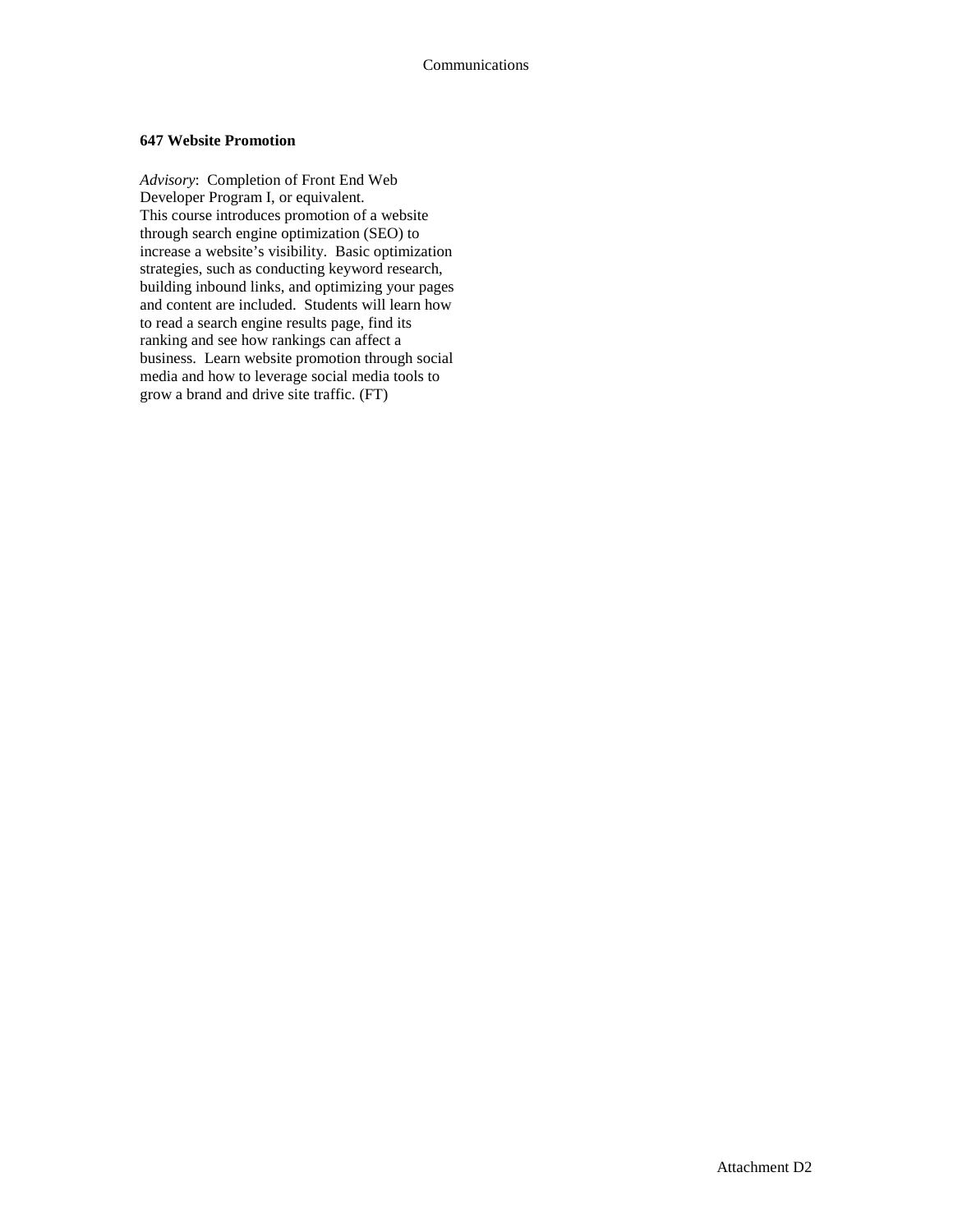**647 Website Promotion**

*Advisory*: Completion of Front End Web Developer Program I, or equivalent.
This course introduces promotion of a website through search engine optimization (SEO) to increase a website's visibility. Basic optimization strategies, such as conducting keyword research, building inbound links, and optimizing your pages and content are included. Students will learn how to read a search engine results page, find its ranking and see how rankings can affect a business. Learn website promotion through social media and how to leverage social media tools to grow a brand and drive site traffic. (FT)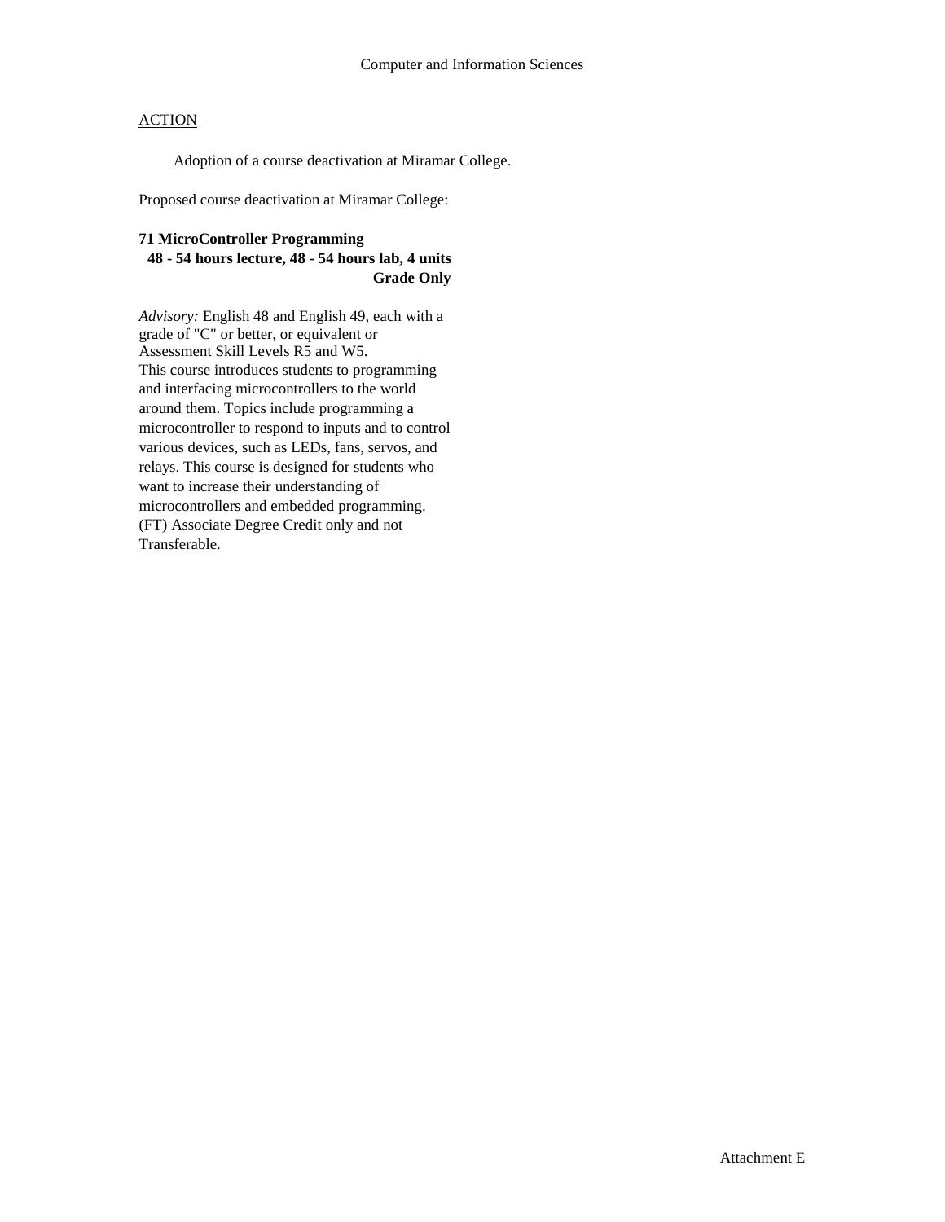Computer and Information Sciences

ACTION

Adoption of a course deactivation at Miramar College.

Proposed course deactivation at Miramar College:

**71 MicroController Programming**
**48 - 54 hours lecture, 48 - 54 hours lab, 4 units**
**Grade Only**

*Advisory:* English 48 and English 49, each with a grade of "C" or better, or equivalent or Assessment Skill Levels R5 and W5.
This course introduces students to programming and interfacing microcontrollers to the world around them. Topics include programming a microcontroller to respond to inputs and to control various devices, such as LEDs, fans, servos, and relays. This course is designed for students who want to increase their understanding of microcontrollers and embedded programming. (FT) Associate Degree Credit only and not Transferable.

Attachment E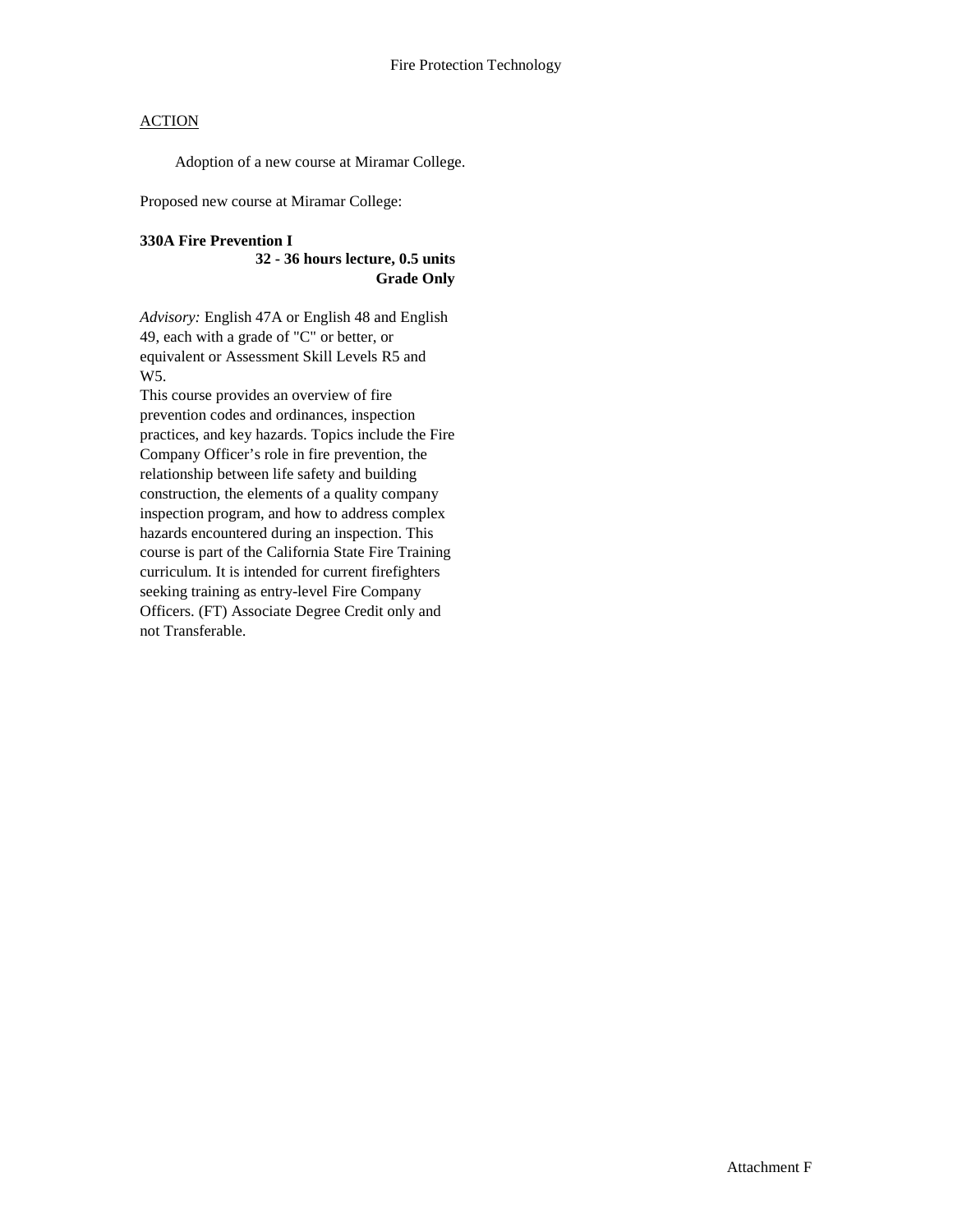Fire Protection Technology

ACTION

Adoption of a new course at Miramar College.

Proposed new course at Miramar College:

**330A Fire Prevention I**
**32 - 36 hours lecture, 0.5 units**
**Grade Only**

*Advisory:* English 47A or English 48 and English 49, each with a grade of "C" or better, or equivalent or Assessment Skill Levels R5 and W5.

This course provides an overview of fire prevention codes and ordinances, inspection practices, and key hazards. Topics include the Fire Company Officer's role in fire prevention, the relationship between life safety and building construction, the elements of a quality company inspection program, and how to address complex hazards encountered during an inspection. This course is part of the California State Fire Training curriculum. It is intended for current firefighters seeking training as entry-level Fire Company Officers. (FT) Associate Degree Credit only and not Transferable.

Attachment F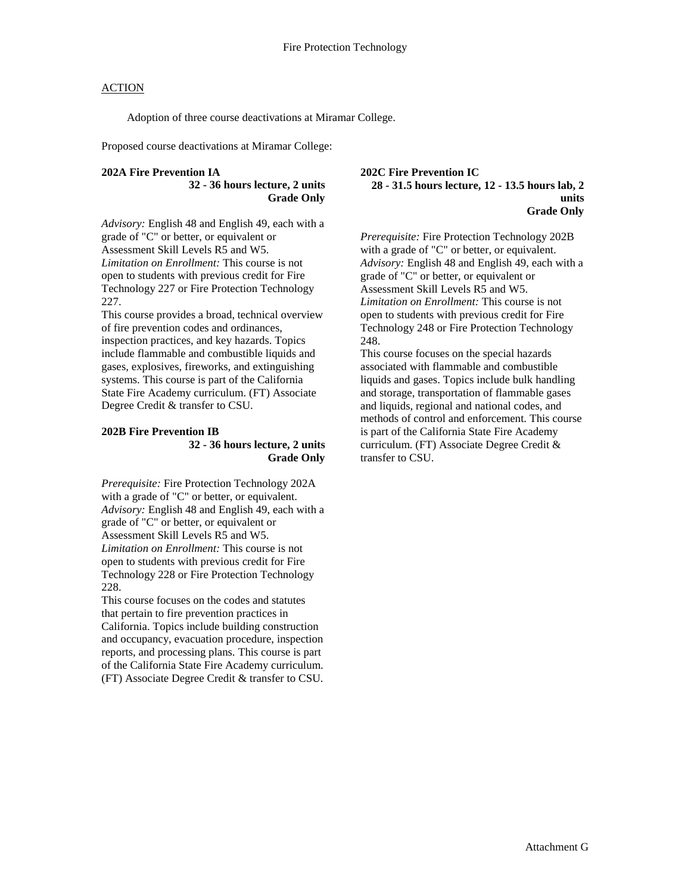Fire Protection Technology

ACTION

Adoption of three course deactivations at Miramar College.

Proposed course deactivations at Miramar College:

**202A Fire Prevention IA**
**32 - 36 hours lecture, 2 units**
**Grade Only**

*Advisory:* English 48 and English 49, each with a grade of "C" or better, or equivalent or Assessment Skill Levels R5 and W5.
*Limitation on Enrollment:* This course is not open to students with previous credit for Fire Technology 227 or Fire Protection Technology 227.
This course provides a broad, technical overview of fire prevention codes and ordinances, inspection practices, and key hazards. Topics include flammable and combustible liquids and gases, explosives, fireworks, and extinguishing systems. This course is part of the California State Fire Academy curriculum. (FT) Associate Degree Credit & transfer to CSU.

**202B Fire Prevention IB**
**32 - 36 hours lecture, 2 units**
**Grade Only**

*Prerequisite:* Fire Protection Technology 202A with a grade of "C" or better, or equivalent.
*Advisory:* English 48 and English 49, each with a grade of "C" or better, or equivalent or Assessment Skill Levels R5 and W5.
*Limitation on Enrollment:* This course is not open to students with previous credit for Fire Technology 228 or Fire Protection Technology 228.
This course focuses on the codes and statutes that pertain to fire prevention practices in California. Topics include building construction and occupancy, evacuation procedure, inspection reports, and processing plans. This course is part of the California State Fire Academy curriculum. (FT) Associate Degree Credit & transfer to CSU.

**202C Fire Prevention IC**
**28 - 31.5 hours lecture, 12 - 13.5 hours lab, 2 units**
**Grade Only**

*Prerequisite:* Fire Protection Technology 202B with a grade of "C" or better, or equivalent.
*Advisory:* English 48 and English 49, each with a grade of "C" or better, or equivalent or Assessment Skill Levels R5 and W5.
*Limitation on Enrollment:* This course is not open to students with previous credit for Fire Technology 248 or Fire Protection Technology 248.
This course focuses on the special hazards associated with flammable and combustible liquids and gases. Topics include bulk handling and storage, transportation of flammable gases and liquids, regional and national codes, and methods of control and enforcement. This course is part of the California State Fire Academy curriculum. (FT) Associate Degree Credit & transfer to CSU.

Attachment G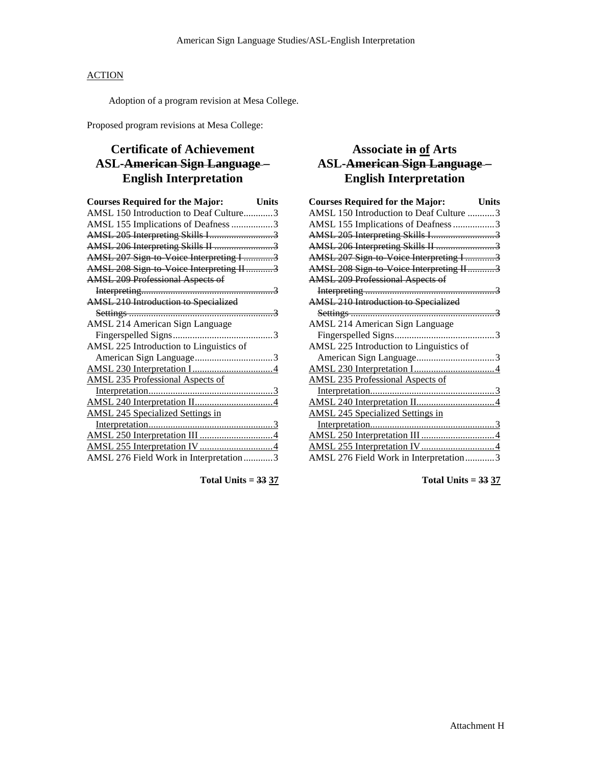ACTION

Adoption of a program revision at Mesa College.

Proposed program revisions at Mesa College:

## Certificate of Achievement ASL-~~American Sign Language –~~ English Interpretation

| Courses Required for the Major: | Units |
|---|---|
| AMSL 150 Introduction to Deaf Culture | 3 |
| AMSL 155 Implications of Deafness | 3 |
| ~~AMSL 205 Interpreting Skills I~~ | ~~3~~ |
| ~~AMSL 206 Interpreting Skills II~~ | ~~3~~ |
| ~~AMSL 207 Sign-to-Voice Interpreting I~~ | ~~3~~ |
| ~~AMSL 208 Sign-to-Voice Interpreting II~~ | ~~3~~ |
| ~~AMSL 209 Professional Aspects of Interpreting~~ | ~~3~~ |
| ~~AMSL 210 Introduction to Specialized Settings~~ | ~~3~~ |
| AMSL 214 American Sign Language Fingerspelled Signs | 3 |
| AMSL 225 Introduction to Linguistics of American Sign Language | 3 |
| <u>AMSL 230 Interpretation I</u> | <u>4</u> |
| <u>AMSL 235 Professional Aspects of Interpretation</u> | <u>3</u> |
| <u>AMSL 240 Interpretation II</u> | <u>4</u> |
| <u>AMSL 245 Specialized Settings in Interpretation</u> | <u>3</u> |
| <u>AMSL 250 Interpretation III</u> | <u>4</u> |
| <u>AMSL 255 Interpretation IV</u> | <u>4</u> |
| AMSL 276 Field Work in Interpretation | 3 |

**Total Units = ~~33~~ <u>37</u>**

## Associate ~~in~~ <u>of</u> Arts ASL-~~American Sign Language –~~ English Interpretation

| Courses Required for the Major: | Units |
|---|---|
| AMSL 150 Introduction to Deaf Culture | 3 |
| AMSL 155 Implications of Deafness | 3 |
| ~~AMSL 205 Interpreting Skills I~~ | ~~3~~ |
| ~~AMSL 206 Interpreting Skills II~~ | ~~3~~ |
| ~~AMSL 207 Sign-to-Voice Interpreting I~~ | ~~3~~ |
| ~~AMSL 208 Sign-to-Voice Interpreting II~~ | ~~3~~ |
| ~~AMSL 209 Professional Aspects of Interpreting~~ | ~~3~~ |
| ~~AMSL 210 Introduction to Specialized Settings~~ | ~~3~~ |
| AMSL 214 American Sign Language Fingerspelled Signs | 3 |
| AMSL 225 Introduction to Linguistics of American Sign Language | 3 |
| <u>AMSL 230 Interpretation I</u> | <u>4</u> |
| <u>AMSL 235 Professional Aspects of Interpretation</u> | <u>3</u> |
| <u>AMSL 240 Interpretation II</u> | <u>4</u> |
| <u>AMSL 245 Specialized Settings in Interpretation</u> | <u>3</u> |
| <u>AMSL 250 Interpretation III</u> | <u>4</u> |
| <u>AMSL 255 Interpretation IV</u> | <u>4</u> |
| AMSL 276 Field Work in Interpretation | 3 |

**Total Units = ~~33~~ <u>37</u>**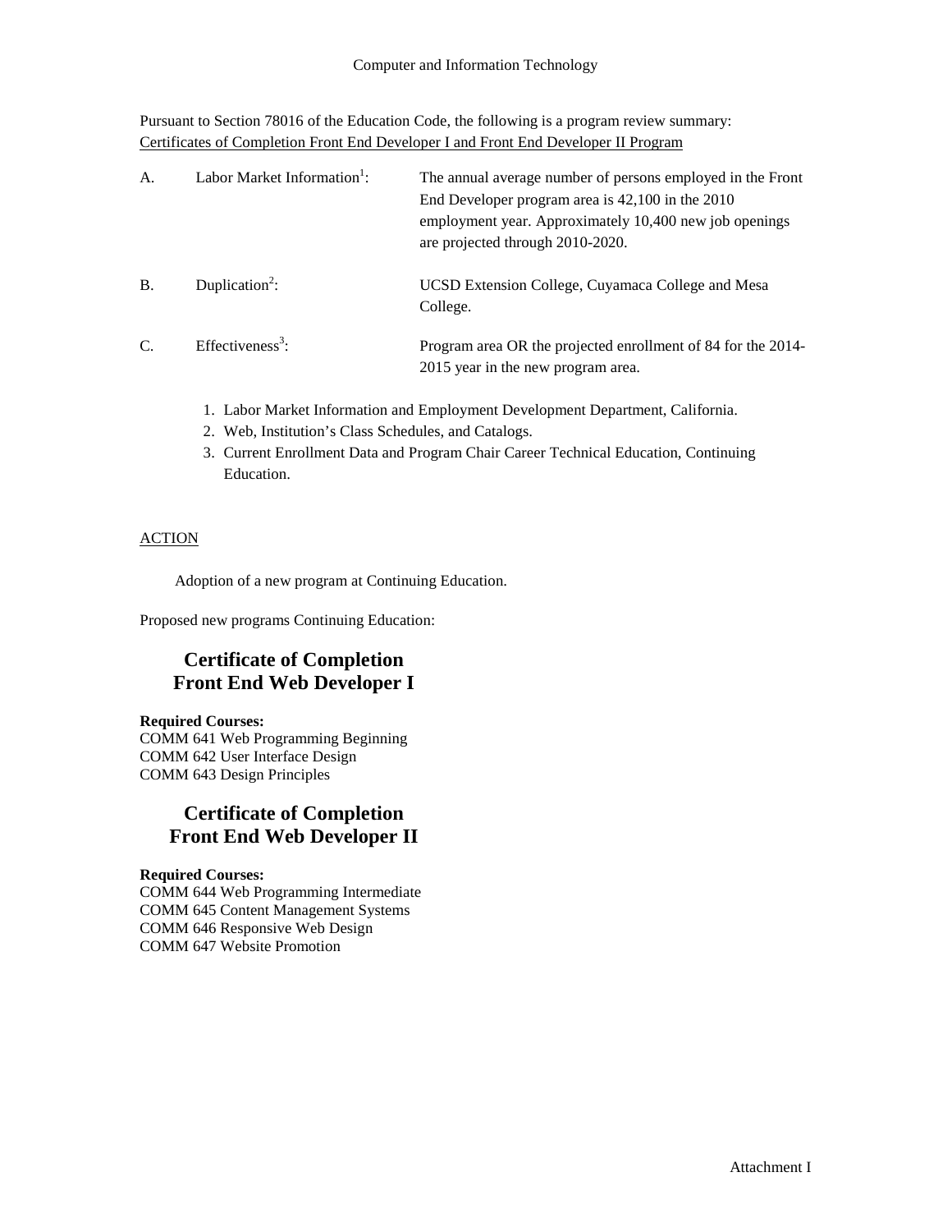Computer and Information Technology

Pursuant to Section 78016 of the Education Code, the following is a program review summary:
Certificates of Completion Front End Developer I and Front End Developer II Program

| | | |
|---|---|---|
| A. | Labor Market Information[1]: | The annual average number of persons employed in the Front End Developer program area is 42,100 in the 2010 employment year. Approximately 10,400 new job openings are projected through 2010-2020. |
| B. | Duplication[2]: | UCSD Extension College, Cuyamaca College and Mesa College. |
| C. | Effectiveness[3]: | Program area OR the projected enrollment of 84 for the 2014-2015 year in the new program area. |

1. Labor Market Information and Employment Development Department, California.
2. Web, Institution's Class Schedules, and Catalogs.
3. Current Enrollment Data and Program Chair Career Technical Education, Continuing Education.

ACTION

Adoption of a new program at Continuing Education.

Proposed new programs Continuing Education:

## Certificate of Completion Front End Web Developer I

**Required Courses:**
COMM 641 Web Programming Beginning
COMM 642 User Interface Design
COMM 643 Design Principles

## Certificate of Completion Front End Web Developer II

**Required Courses:**
COMM 644 Web Programming Intermediate
COMM 645 Content Management Systems
COMM 646 Responsive Web Design
COMM 647 Website Promotion

Attachment I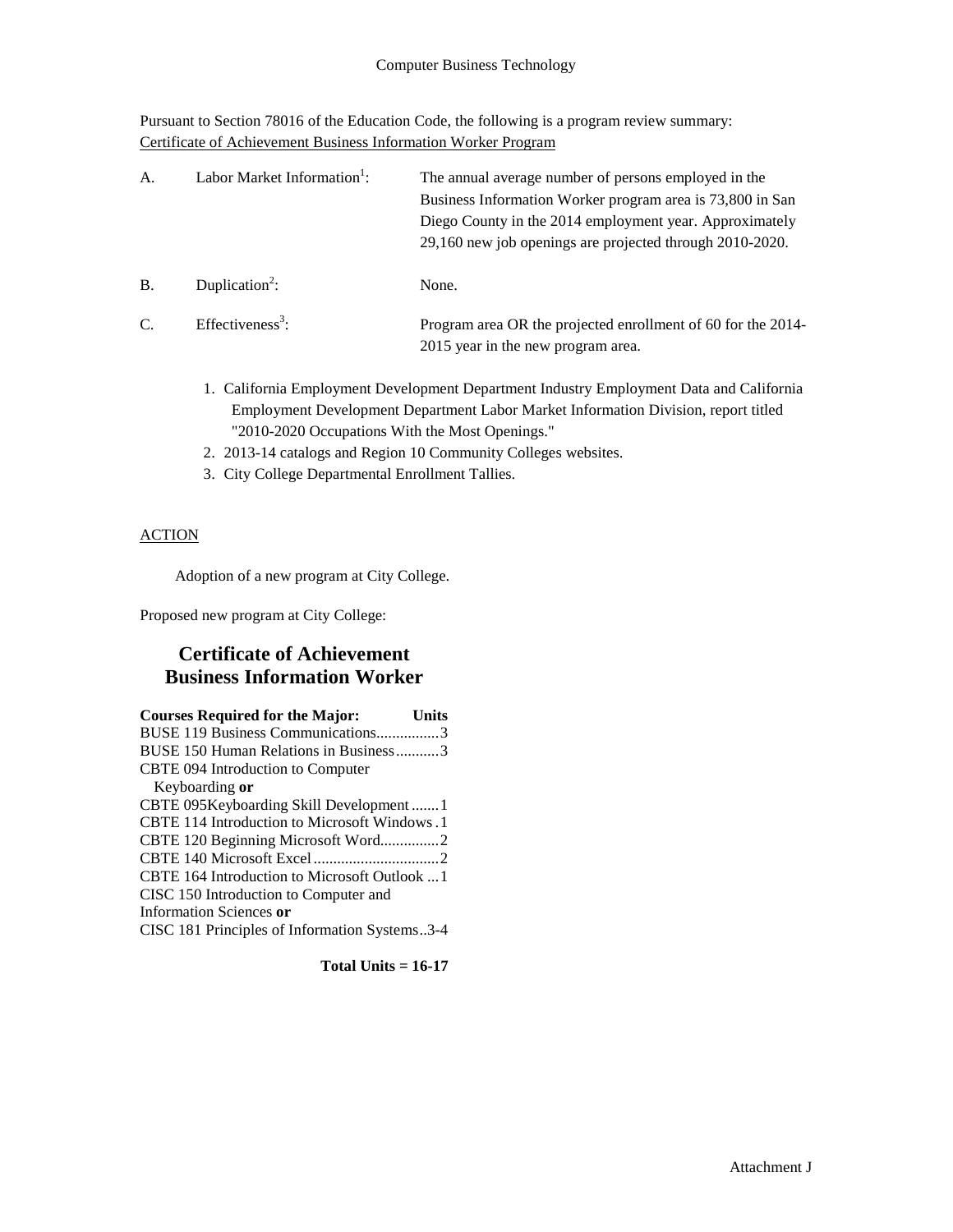Computer Business Technology

Pursuant to Section 78016 of the Education Code, the following is a program review summary:
Certificate of Achievement Business Information Worker Program

| | | |
|---|---|---|
| A. | Labor Market Information[1]: | The annual average number of persons employed in the Business Information Worker program area is 73,800 in San Diego County in the 2014 employment year. Approximately 29,160 new job openings are projected through 2010-2020. |
| B. | Duplication[2]: | None. |
| C. | Effectiveness[3]: | Program area OR the projected enrollment of 60 for the 2014-2015 year in the new program area. |

1. California Employment Development Department Industry Employment Data and California Employment Development Department Labor Market Information Division, report titled "2010-2020 Occupations With the Most Openings."
2. 2013-14 catalogs and Region 10 Community Colleges websites.
3. City College Departmental Enrollment Tallies.

ACTION

Adoption of a new program at City College.

Proposed new program at City College:

## Certificate of Achievement Business Information Worker

| Courses Required for the Major: | Units |
|---|---|
| BUSE 119 Business Communications | 3 |
| BUSE 150 Human Relations in Business | 3 |
| CBTE 094 Introduction to Computer Keyboarding **or** CBTE 095 Keyboarding Skill Development | 1 |
| CBTE 114 Introduction to Microsoft Windows | 1 |
| CBTE 120 Beginning Microsoft Word | 2 |
| CBTE 140 Microsoft Excel | 2 |
| CBTE 164 Introduction to Microsoft Outlook | 1 |
| CISC 150 Introduction to Computer and Information Sciences **or** CISC 181 Principles of Information Systems | 3-4 |

**Total Units = 16-17**

Attachment J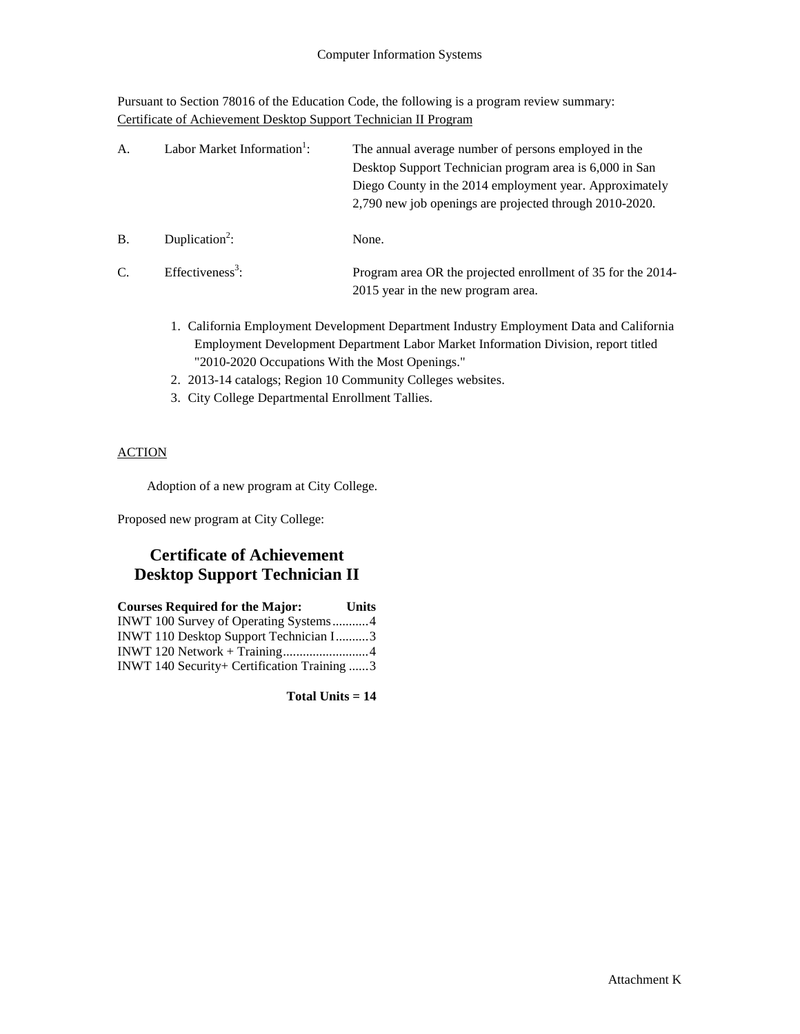Computer Information Systems

Pursuant to Section 78016 of the Education Code, the following is a program review summary:
Certificate of Achievement Desktop Support Technician II Program

| | | |
|---|---|---|
| A. | Labor Market Information[1]: | The annual average number of persons employed in the Desktop Support Technician program area is 6,000 in San Diego County in the 2014 employment year. Approximately 2,790 new job openings are projected through 2010-2020. |
| B. | Duplication[2]: | None. |
| C. | Effectiveness[3]: | Program area OR the projected enrollment of 35 for the 2014-2015 year in the new program area. |

1. California Employment Development Department Industry Employment Data and California Employment Development Department Labor Market Information Division, report titled "2010-2020 Occupations With the Most Openings."
2. 2013-14 catalogs; Region 10 Community Colleges websites.
3. City College Departmental Enrollment Tallies.

ACTION

Adoption of a new program at City College.

Proposed new program at City College:

## Certificate of Achievement Desktop Support Technician II

| Courses Required for the Major: | Units |
|---|---|
| INWT 100 Survey of Operating Systems | 4 |
| INWT 110 Desktop Support Technician I | 3 |
| INWT 120 Network + Training | 4 |
| INWT 140 Security+ Certification Training | 3 |

**Total Units = 14**

Attachment K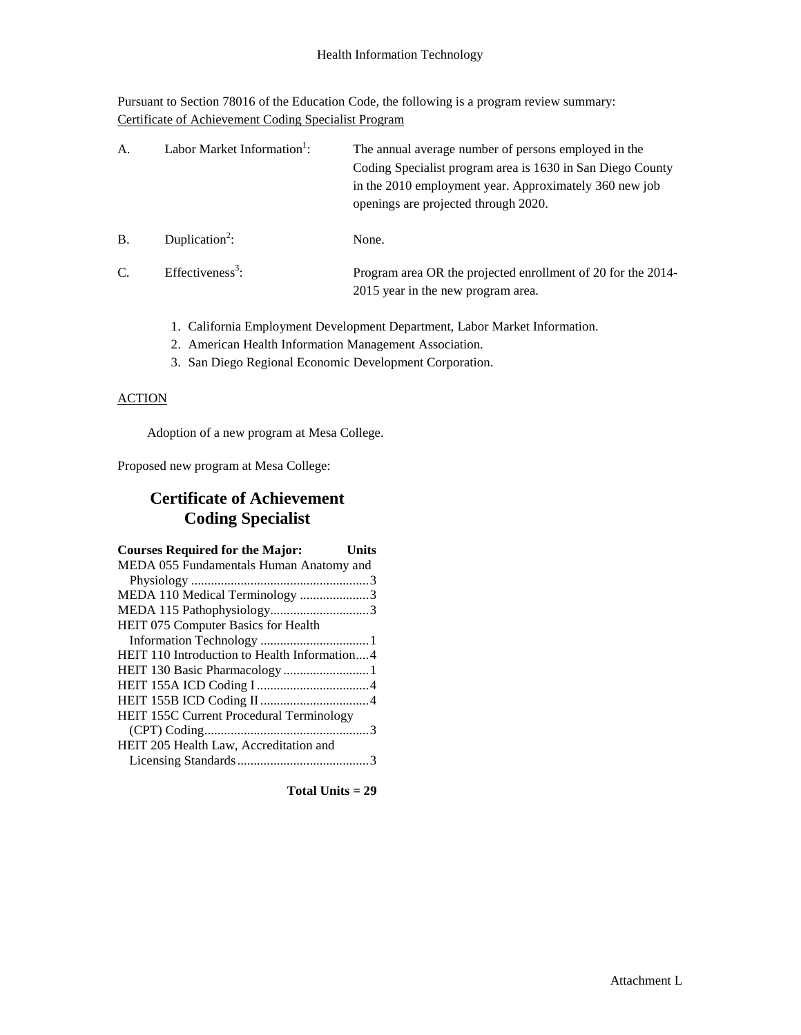Health Information Technology

Pursuant to Section 78016 of the Education Code, the following is a program review summary:
Certificate of Achievement Coding Specialist Program

| | | |
|---|---|---|
| A. | Labor Market Information[1]: | The annual average number of persons employed in the Coding Specialist program area is 1630 in San Diego County in the 2010 employment year. Approximately 360 new job openings are projected through 2020. |
| B. | Duplication[2]: | None. |
| C. | Effectiveness[3]: | Program area OR the projected enrollment of 20 for the 2014-2015 year in the new program area. |

1. California Employment Development Department, Labor Market Information.
2. American Health Information Management Association.
3. San Diego Regional Economic Development Corporation.

ACTION

Adoption of a new program at Mesa College.

Proposed new program at Mesa College:

## Certificate of Achievement Coding Specialist

| Courses Required for the Major: | Units |
|---|---|
| MEDA 055 Fundamentals Human Anatomy and Physiology | 3 |
| MEDA 110 Medical Terminology | 3 |
| MEDA 115 Pathophysiology | 3 |
| HEIT 075 Computer Basics for Health Information Technology | 1 |
| HEIT 110 Introduction to Health Information | 4 |
| HEIT 130 Basic Pharmacology | 1 |
| HEIT 155A ICD Coding I | 4 |
| HEIT 155B ICD Coding II | 4 |
| HEIT 155C Current Procedural Terminology (CPT) Coding | 3 |
| HEIT 205 Health Law, Accreditation and Licensing Standards | 3 |

**Total Units = 29**

Attachment L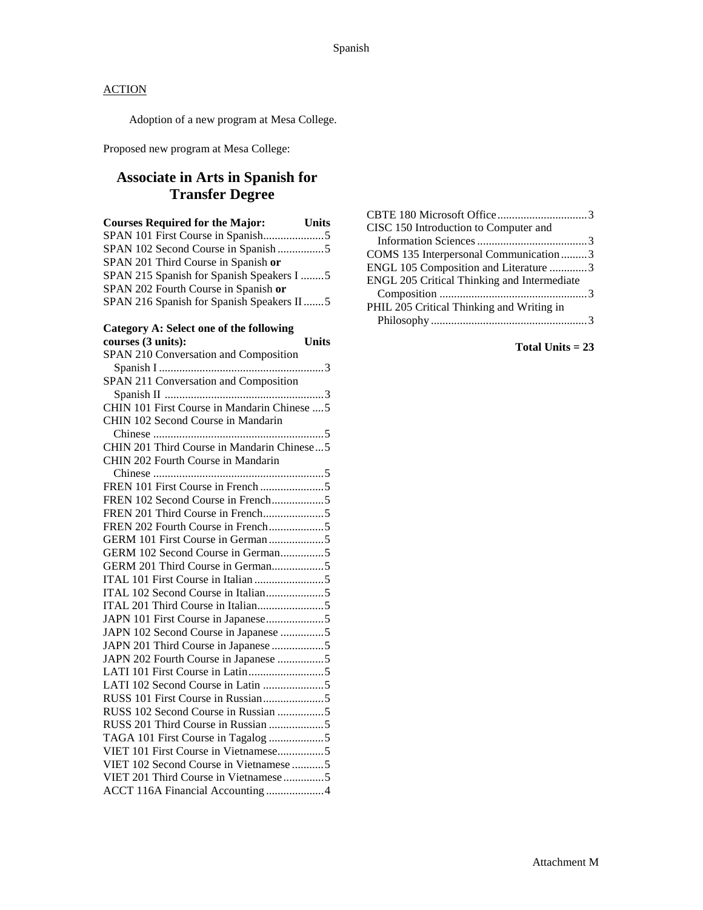ACTION

Adoption of a new program at Mesa College.

Proposed new program at Mesa College:

## Associate in Arts in Spanish for Transfer Degree

| Courses Required for the Major: | Units |
|---|---|
| SPAN 101 First Course in Spanish | 5 |
| SPAN 102 Second Course in Spanish | 5 |
| SPAN 201 Third Course in Spanish **or** | |
| SPAN 215 Spanish for Spanish Speakers I | 5 |
| SPAN 202 Fourth Course in Spanish **or** | |
| SPAN 216 Spanish for Spanish Speakers II | 5 |

| Category A: Select one of the following courses (3 units): | Units |
|---|---|
| SPAN 210 Conversation and Composition Spanish I | 3 |
| SPAN 211 Conversation and Composition Spanish II | 3 |
| CHIN 101 First Course in Mandarin Chinese | 5 |
| CHIN 102 Second Course in Mandarin Chinese | 5 |
| CHIN 201 Third Course in Mandarin Chinese | 5 |
| CHIN 202 Fourth Course in Mandarin Chinese | 5 |
| FREN 101 First Course in French | 5 |
| FREN 102 Second Course in French | 5 |
| FREN 201 Third Course in French | 5 |
| FREN 202 Fourth Course in French | 5 |
| GERM 101 First Course in German | 5 |
| GERM 102 Second Course in German | 5 |
| GERM 201 Third Course in German | 5 |
| ITAL 101 First Course in Italian | 5 |
| ITAL 102 Second Course in Italian | 5 |
| ITAL 201 Third Course in Italian | 5 |
| JAPN 101 First Course in Japanese | 5 |
| JAPN 102 Second Course in Japanese | 5 |
| JAPN 201 Third Course in Japanese | 5 |
| JAPN 202 Fourth Course in Japanese | 5 |
| LATI 101 First Course in Latin | 5 |
| LATI 102 Second Course in Latin | 5 |
| RUSS 101 First Course in Russian | 5 |
| RUSS 102 Second Course in Russian | 5 |
| RUSS 201 Third Course in Russian | 5 |
| TAGA 101 First Course in Tagalog | 5 |
| VIET 101 First Course in Vietnamese | 5 |
| VIET 102 Second Course in Vietnamese | 5 |
| VIET 201 Third Course in Vietnamese | 5 |
| ACCT 116A Financial Accounting | 4 |
| CBTE 180 Microsoft Office | 3 |
| CISC 150 Introduction to Computer and Information Sciences | 3 |
| COMS 135 Interpersonal Communication | 3 |
| ENGL 105 Composition and Literature | 3 |
| ENGL 205 Critical Thinking and Intermediate Composition | 3 |
| PHIL 205 Critical Thinking and Writing in Philosophy | 3 |

**Total Units = 23**

Attachment M